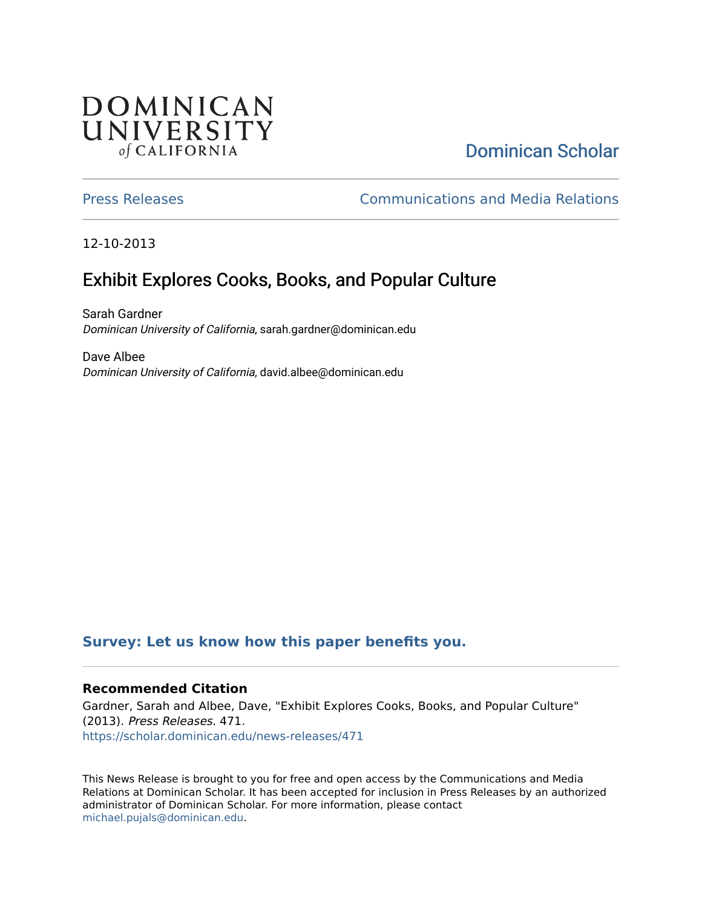DOMINICAN UNIVERSITY *of* CALIFORNIA

Dominican Scholar

Press Releases

Communications and Media Relations

12-10-2013

# Exhibit Explores Cooks, Books, and Popular Culture

Sarah Gardner
*Dominican University of California*, sarah.gardner@dominican.edu

Dave Albee
*Dominican University of California*, david.albee@dominican.edu

**Survey: Let us know how this paper benefits you.**

### Recommended Citation

Gardner, Sarah and Albee, Dave, "Exhibit Explores Cooks, Books, and Popular Culture" (2013). *Press Releases*. 471.
https://scholar.dominican.edu/news-releases/471

This News Release is brought to you for free and open access by the Communications and Media Relations at Dominican Scholar. It has been accepted for inclusion in Press Releases by an authorized administrator of Dominican Scholar. For more information, please contact michael.pujals@dominican.edu.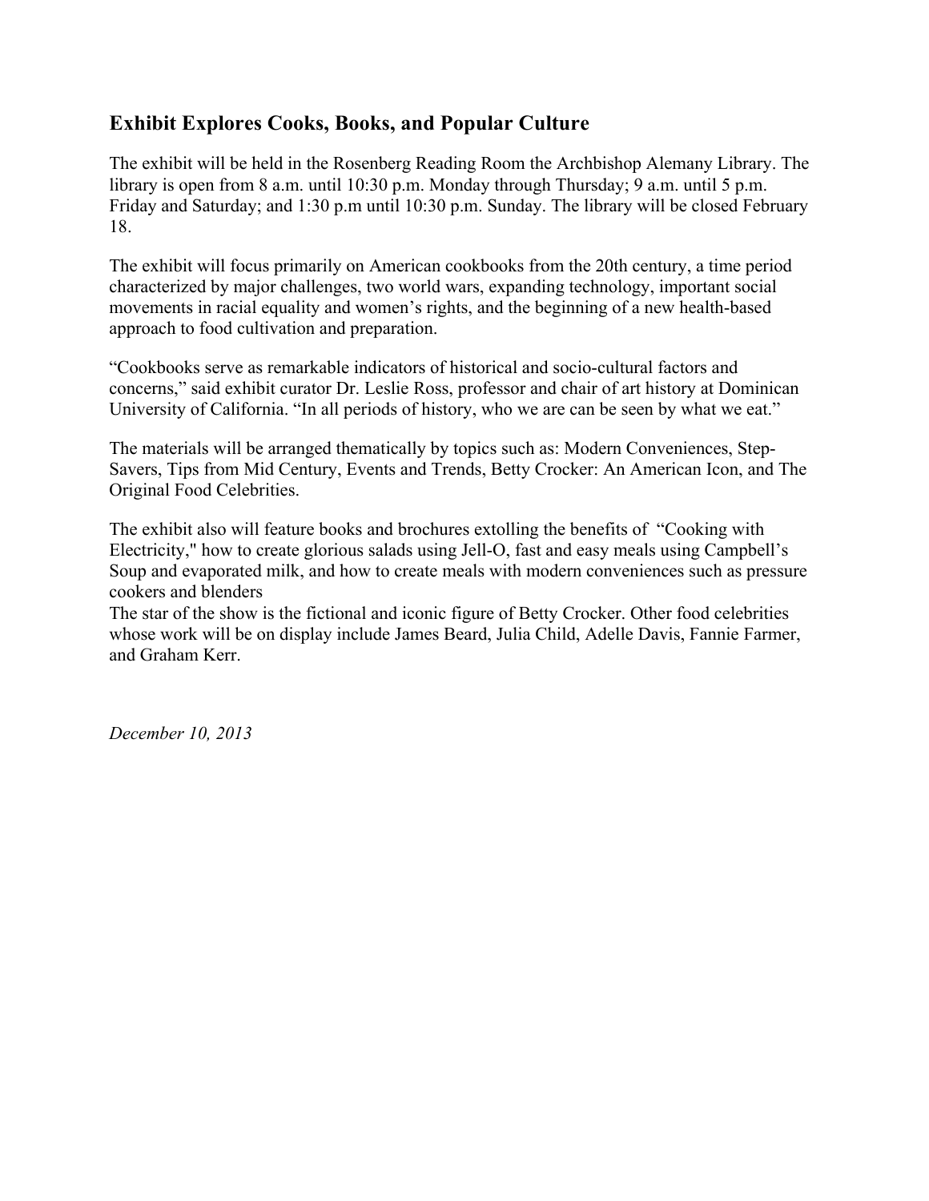### Exhibit Explores Cooks, Books, and Popular Culture

The exhibit will be held in the Rosenberg Reading Room the Archbishop Alemany Library. The library is open from 8 a.m. until 10:30 p.m. Monday through Thursday; 9 a.m. until 5 p.m. Friday and Saturday; and 1:30 p.m until 10:30 p.m. Sunday. The library will be closed February 18.

The exhibit will focus primarily on American cookbooks from the 20th century, a time period characterized by major challenges, two world wars, expanding technology, important social movements in racial equality and women's rights, and the beginning of a new health-based approach to food cultivation and preparation.

"Cookbooks serve as remarkable indicators of historical and socio-cultural factors and concerns," said exhibit curator Dr. Leslie Ross, professor and chair of art history at Dominican University of California. "In all periods of history, who we are can be seen by what we eat."

The materials will be arranged thematically by topics such as: Modern Conveniences, Step-Savers, Tips from Mid Century, Events and Trends, Betty Crocker: An American Icon, and The Original Food Celebrities.

The exhibit also will feature books and brochures extolling the benefits of "Cooking with Electricity," how to create glorious salads using Jell-O, fast and easy meals using Campbell's Soup and evaporated milk, and how to create meals with modern conveniences such as pressure cookers and blenders
The star of the show is the fictional and iconic figure of Betty Crocker. Other food celebrities whose work will be on display include James Beard, Julia Child, Adelle Davis, Fannie Farmer, and Graham Kerr.

*December 10, 2013*